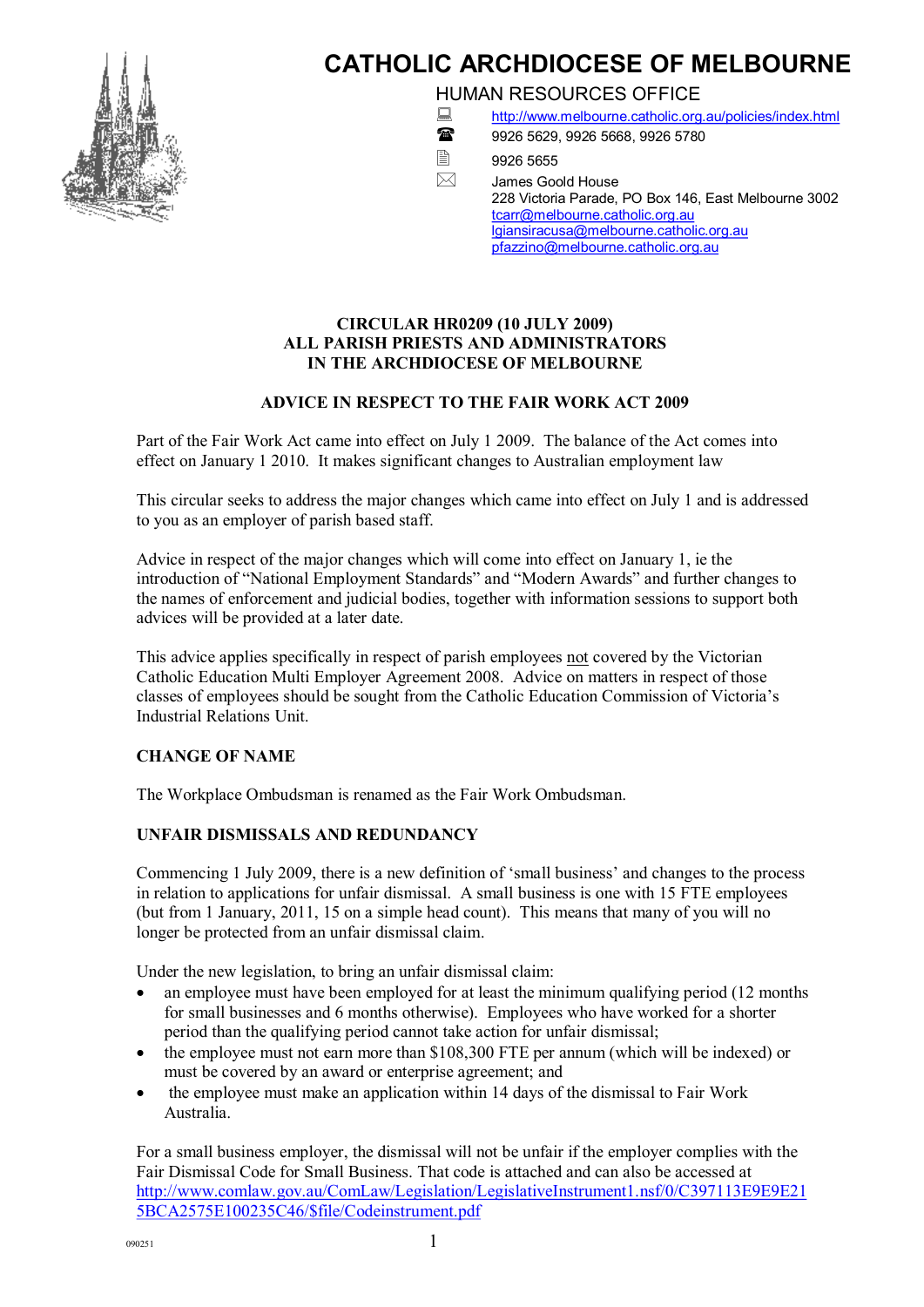# CATHOLIC ARCHDIOCESE OF MELBOURNE

HUMAN RESOURCES OFFICE

http://www.melbourne.catholic.org.au/policies/index.html

9926 5629, 9926 5668, 9926 5780

9926 5655

James Goold House
228 Victoria Parade, PO Box 146, East Melbourne 3002
tcarr@melbourne.catholic.org.au
lgiansiracusa@melbourne.catholic.org.au
pfazzino@melbourne.catholic.org.au

**CIRCULAR HR0209 (10 JULY 2009)**
**ALL PARISH PRIESTS AND ADMINISTRATORS**
**IN THE ARCHDIOCESE OF MELBOURNE**

## ADVICE IN RESPECT TO THE FAIR WORK ACT 2009

Part of the Fair Work Act came into effect on July 1 2009. The balance of the Act comes into effect on January 1 2010. It makes significant changes to Australian employment law

This circular seeks to address the major changes which came into effect on July 1 and is addressed to you as an employer of parish based staff.

Advice in respect of the major changes which will come into effect on January 1, ie the introduction of "National Employment Standards" and "Modern Awards" and further changes to the names of enforcement and judicial bodies, together with information sessions to support both advices will be provided at a later date.

This advice applies specifically in respect of parish employees not covered by the Victorian Catholic Education Multi Employer Agreement 2008. Advice on matters in respect of those classes of employees should be sought from the Catholic Education Commission of Victoria's Industrial Relations Unit.

### CHANGE OF NAME

The Workplace Ombudsman is renamed as the Fair Work Ombudsman.

### UNFAIR DISMISSALS AND REDUNDANCY

Commencing 1 July 2009, there is a new definition of 'small business' and changes to the process in relation to applications for unfair dismissal. A small business is one with 15 FTE employees (but from 1 January, 2011, 15 on a simple head count). This means that many of you will no longer be protected from an unfair dismissal claim.

Under the new legislation, to bring an unfair dismissal claim:

- an employee must have been employed for at least the minimum qualifying period (12 months for small businesses and 6 months otherwise). Employees who have worked for a shorter period than the qualifying period cannot take action for unfair dismissal;
- the employee must not earn more than $108,300 FTE per annum (which will be indexed) or must be covered by an award or enterprise agreement; and
- the employee must make an application within 14 days of the dismissal to Fair Work Australia.

For a small business employer, the dismissal will not be unfair if the employer complies with the Fair Dismissal Code for Small Business. That code is attached and can also be accessed at http://www.comlaw.gov.au/ComLaw/Legislation/LegislativeInstrument1.nsf/0/C397113E9E9E215BCA2575E100235C46/$file/Codeinstrument.pdf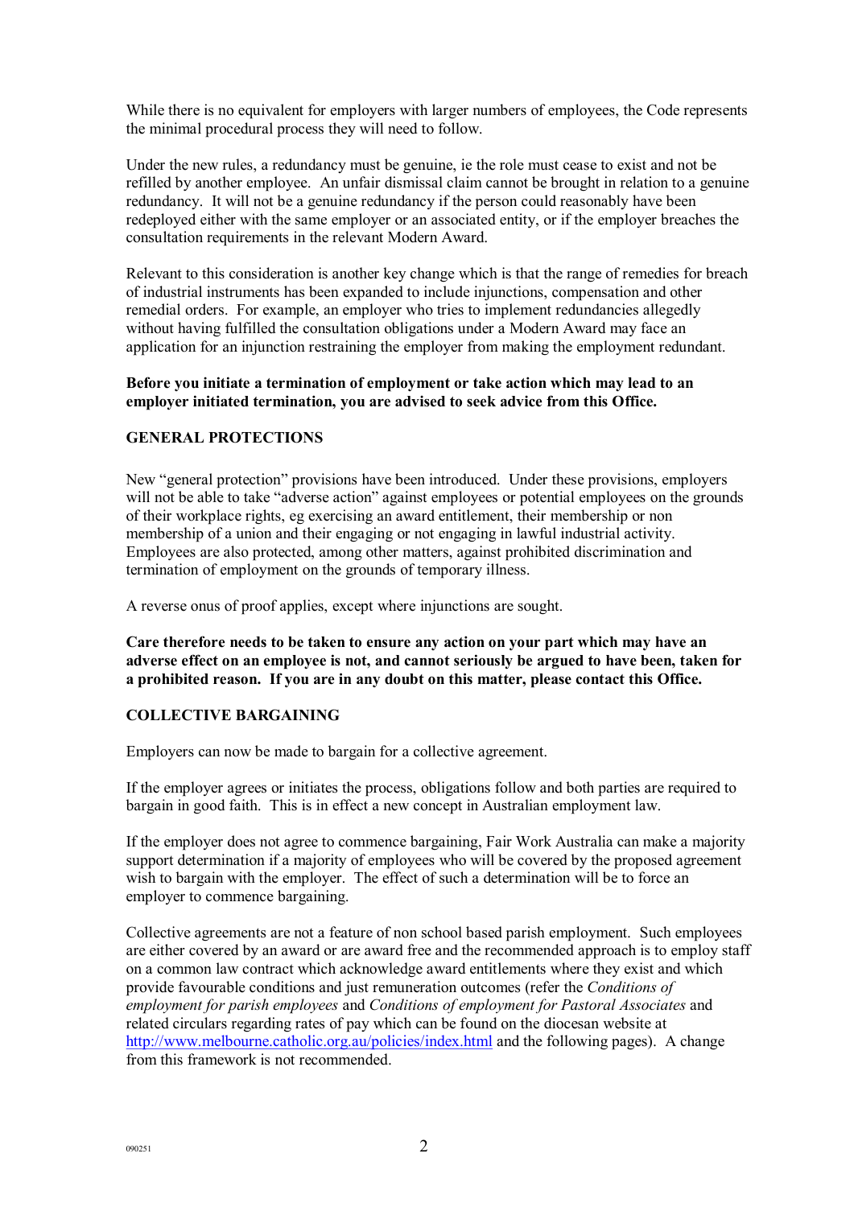While there is no equivalent for employers with larger numbers of employees, the Code represents the minimal procedural process they will need to follow.

Under the new rules, a redundancy must be genuine, ie the role must cease to exist and not be refilled by another employee. An unfair dismissal claim cannot be brought in relation to a genuine redundancy. It will not be a genuine redundancy if the person could reasonably have been redeployed either with the same employer or an associated entity, or if the employer breaches the consultation requirements in the relevant Modern Award.

Relevant to this consideration is another key change which is that the range of remedies for breach of industrial instruments has been expanded to include injunctions, compensation and other remedial orders. For example, an employer who tries to implement redundancies allegedly without having fulfilled the consultation obligations under a Modern Award may face an application for an injunction restraining the employer from making the employment redundant.

**Before you initiate a termination of employment or take action which may lead to an employer initiated termination, you are advised to seek advice from this Office.**

## GENERAL PROTECTIONS

New "general protection" provisions have been introduced. Under these provisions, employers will not be able to take "adverse action" against employees or potential employees on the grounds of their workplace rights, eg exercising an award entitlement, their membership or non membership of a union and their engaging or not engaging in lawful industrial activity. Employees are also protected, among other matters, against prohibited discrimination and termination of employment on the grounds of temporary illness.

A reverse onus of proof applies, except where injunctions are sought.

**Care therefore needs to be taken to ensure any action on your part which may have an adverse effect on an employee is not, and cannot seriously be argued to have been, taken for a prohibited reason. If you are in any doubt on this matter, please contact this Office.**

## COLLECTIVE BARGAINING

Employers can now be made to bargain for a collective agreement.

If the employer agrees or initiates the process, obligations follow and both parties are required to bargain in good faith. This is in effect a new concept in Australian employment law.

If the employer does not agree to commence bargaining, Fair Work Australia can make a majority support determination if a majority of employees who will be covered by the proposed agreement wish to bargain with the employer. The effect of such a determination will be to force an employer to commence bargaining.

Collective agreements are not a feature of non school based parish employment. Such employees are either covered by an award or are award free and the recommended approach is to employ staff on a common law contract which acknowledge award entitlements where they exist and which provide favourable conditions and just remuneration outcomes (refer the *Conditions of employment for parish employees* and *Conditions of employment for Pastoral Associates* and related circulars regarding rates of pay which can be found on the diocesan website at http://www.melbourne.catholic.org.au/policies/index.html and the following pages). A change from this framework is not recommended.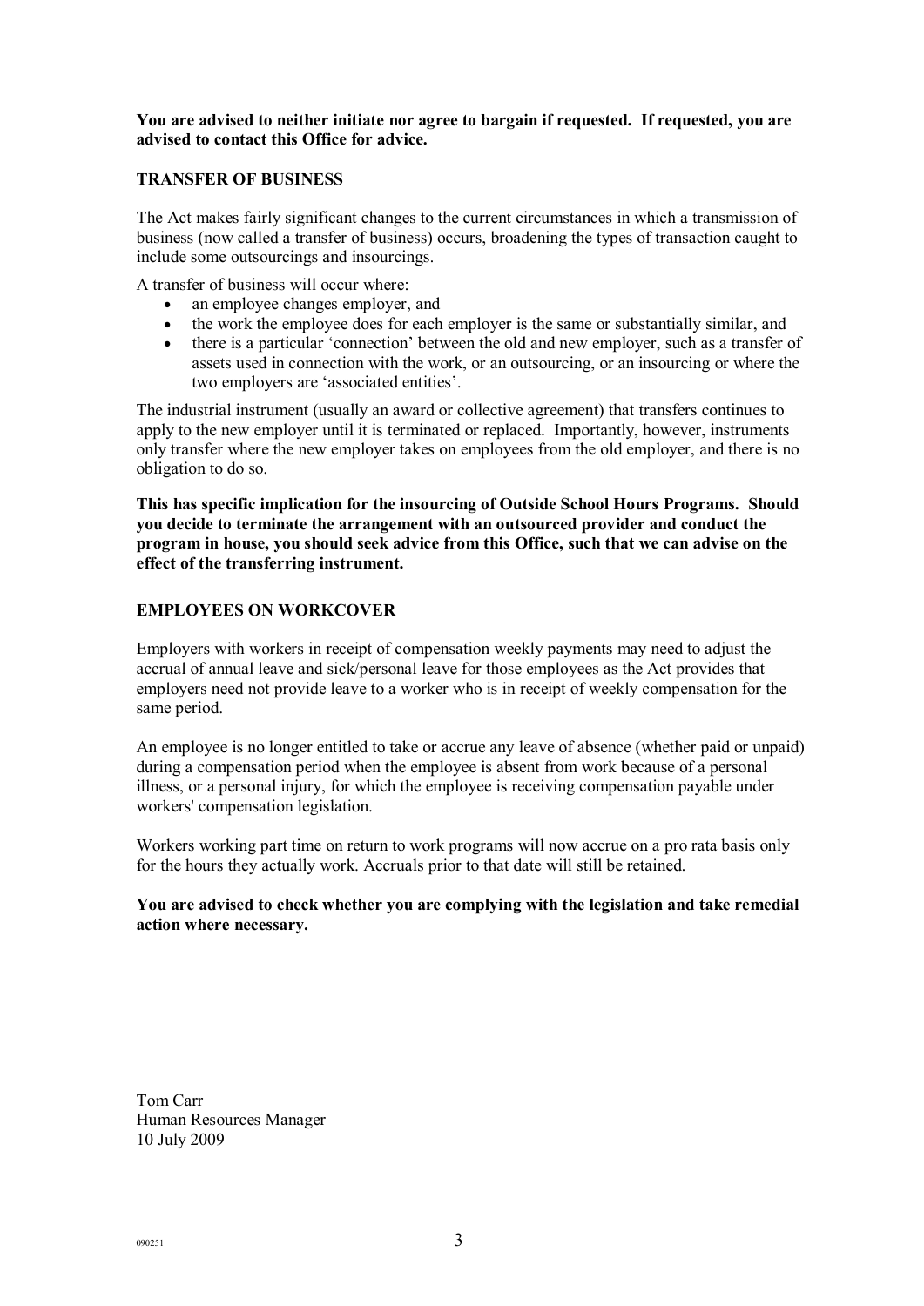**You are advised to neither initiate nor agree to bargain if requested. If requested, you are advised to contact this Office for advice.**

## TRANSFER OF BUSINESS

The Act makes fairly significant changes to the current circumstances in which a transmission of business (now called a transfer of business) occurs, broadening the types of transaction caught to include some outsourcings and insourcings.

A transfer of business will occur where:

- an employee changes employer, and
- the work the employee does for each employer is the same or substantially similar, and
- there is a particular 'connection' between the old and new employer, such as a transfer of assets used in connection with the work, or an outsourcing, or an insourcing or where the two employers are 'associated entities'.

The industrial instrument (usually an award or collective agreement) that transfers continues to apply to the new employer until it is terminated or replaced. Importantly, however, instruments only transfer where the new employer takes on employees from the old employer, and there is no obligation to do so.

**This has specific implication for the insourcing of Outside School Hours Programs. Should you decide to terminate the arrangement with an outsourced provider and conduct the program in house, you should seek advice from this Office, such that we can advise on the effect of the transferring instrument.**

## EMPLOYEES ON WORKCOVER

Employers with workers in receipt of compensation weekly payments may need to adjust the accrual of annual leave and sick/personal leave for those employees as the Act provides that employers need not provide leave to a worker who is in receipt of weekly compensation for the same period.

An employee is no longer entitled to take or accrue any leave of absence (whether paid or unpaid) during a compensation period when the employee is absent from work because of a personal illness, or a personal injury, for which the employee is receiving compensation payable under workers' compensation legislation.

Workers working part time on return to work programs will now accrue on a pro rata basis only for the hours they actually work. Accruals prior to that date will still be retained.

**You are advised to check whether you are complying with the legislation and take remedial action where necessary.**

Tom Carr
Human Resources Manager
10 July 2009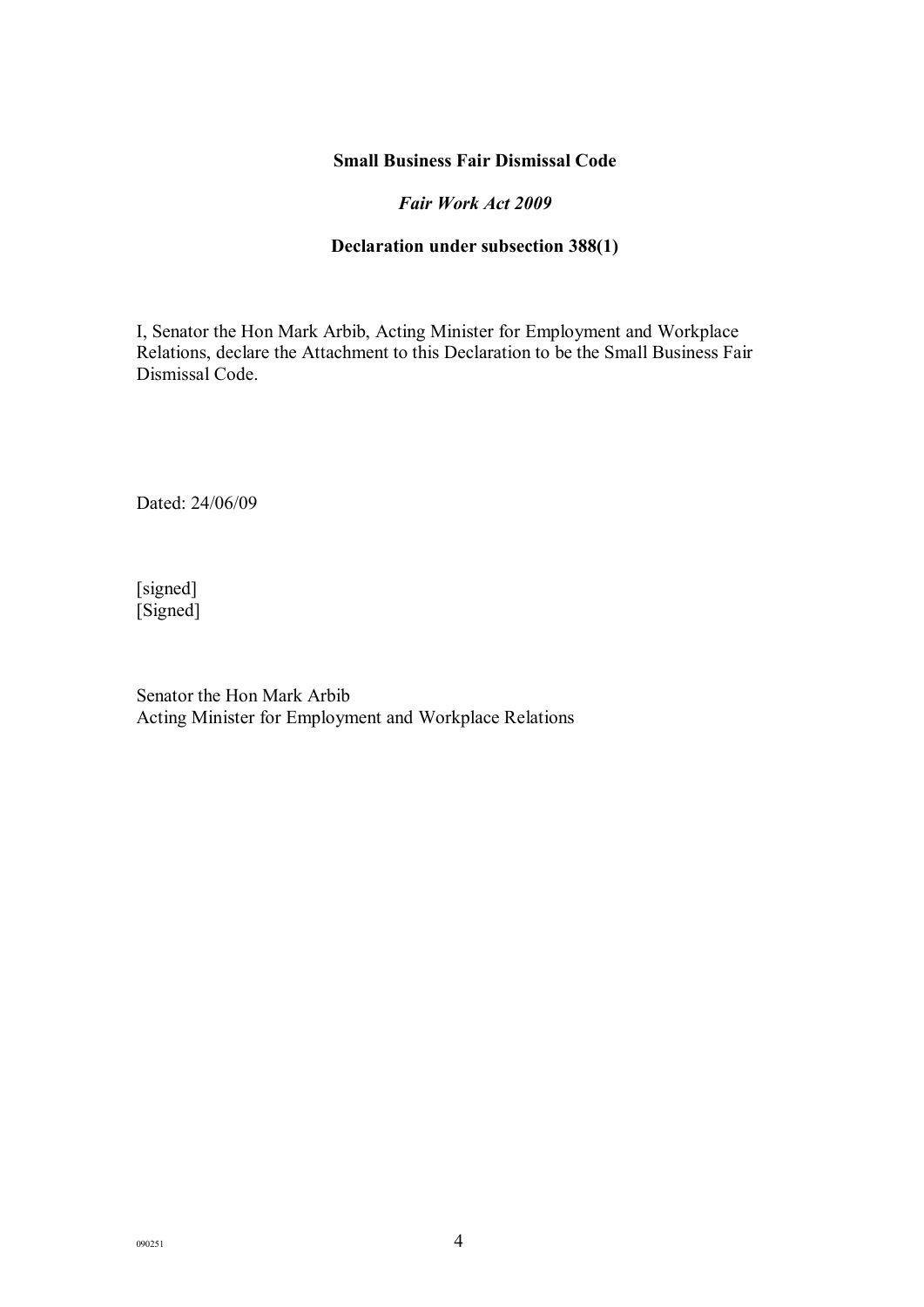**Small Business Fair Dismissal Code**

***Fair Work Act 2009***

**Declaration under subsection 388(1)**

I, Senator the Hon Mark Arbib, Acting Minister for Employment and Workplace Relations, declare the Attachment to this Declaration to be the Small Business Fair Dismissal Code.

Dated: 24/06/09

[signed]
[Signed]

Senator the Hon Mark Arbib
Acting Minister for Employment and Workplace Relations

090251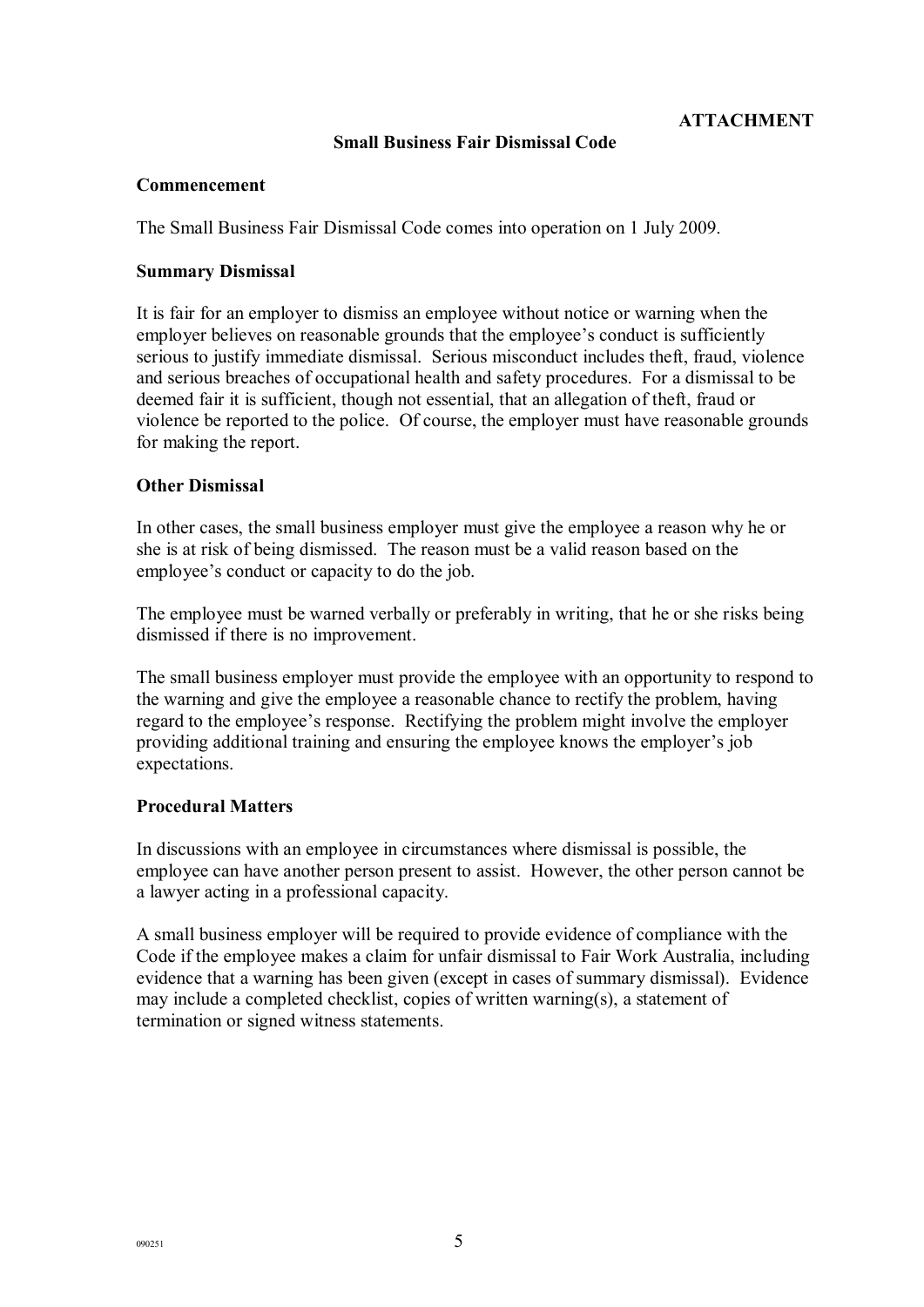**ATTACHMENT**

## Small Business Fair Dismissal Code

### Commencement

The Small Business Fair Dismissal Code comes into operation on 1 July 2009.

### Summary Dismissal

It is fair for an employer to dismiss an employee without notice or warning when the employer believes on reasonable grounds that the employee's conduct is sufficiently serious to justify immediate dismissal. Serious misconduct includes theft, fraud, violence and serious breaches of occupational health and safety procedures. For a dismissal to be deemed fair it is sufficient, though not essential, that an allegation of theft, fraud or violence be reported to the police. Of course, the employer must have reasonable grounds for making the report.

### Other Dismissal

In other cases, the small business employer must give the employee a reason why he or she is at risk of being dismissed. The reason must be a valid reason based on the employee's conduct or capacity to do the job.

The employee must be warned verbally or preferably in writing, that he or she risks being dismissed if there is no improvement.

The small business employer must provide the employee with an opportunity to respond to the warning and give the employee a reasonable chance to rectify the problem, having regard to the employee's response. Rectifying the problem might involve the employer providing additional training and ensuring the employee knows the employer's job expectations.

### Procedural Matters

In discussions with an employee in circumstances where dismissal is possible, the employee can have another person present to assist. However, the other person cannot be a lawyer acting in a professional capacity.

A small business employer will be required to provide evidence of compliance with the Code if the employee makes a claim for unfair dismissal to Fair Work Australia, including evidence that a warning has been given (except in cases of summary dismissal). Evidence may include a completed checklist, copies of written warning(s), a statement of termination or signed witness statements.

090251